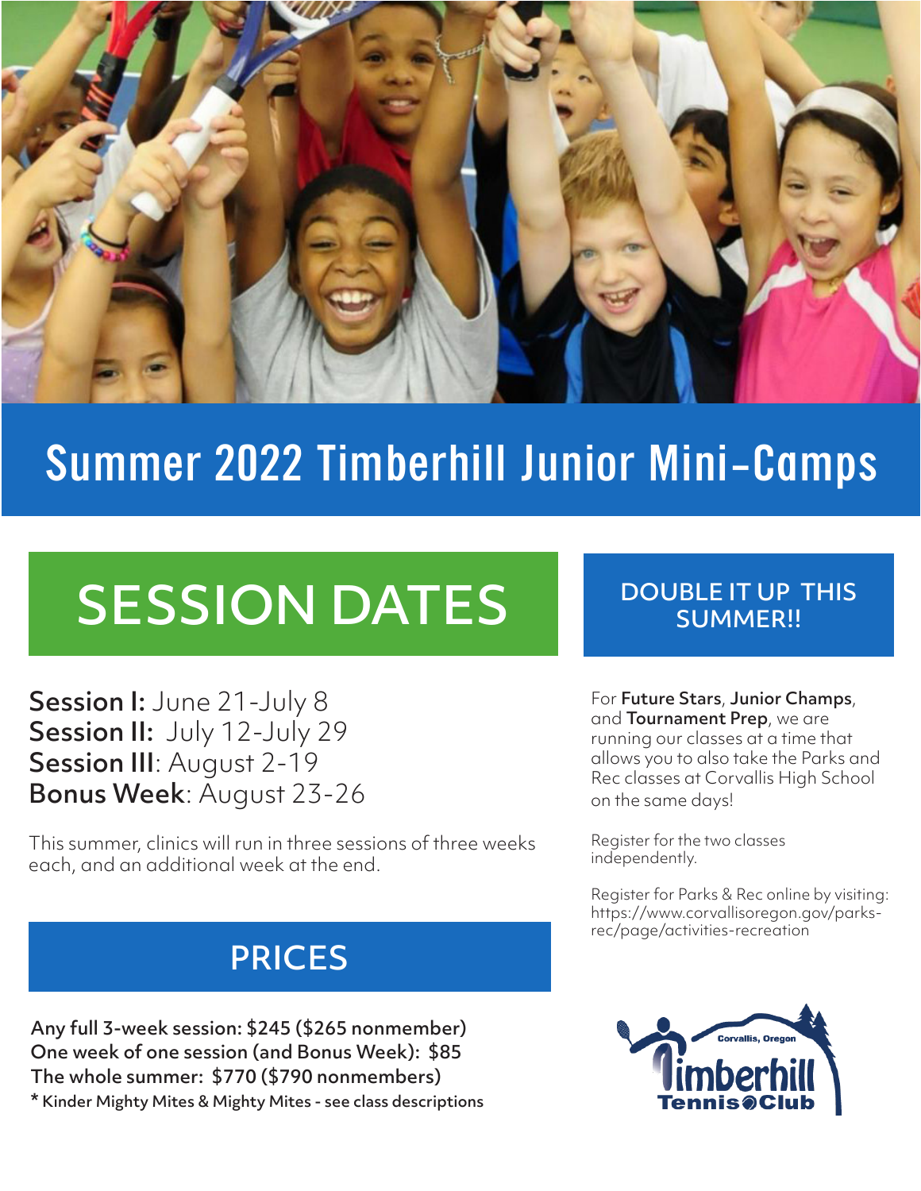# Summer 2022 Timberhill Junior Mini-Camps

## SESSION DATES

**Session I:** June 21-July 8
**Session II:** July 12-July 29
**Session III**: August 2-19
**Bonus Week**: August 23-26

This summer, clinics will run in three sessions of three weeks each, and an additional week at the end.

## PRICES

**Any full 3-week session: $245 ($265 nonmember)**
**One week of one session (and Bonus Week): $85**
**The whole summer: $770 ($790 nonmembers)**
**\* Kinder Mighty Mites & Mighty Mites - see class descriptions**

## DOUBLE IT UP THIS SUMMER!!

For **Future Stars**, **Junior Champs**, and **Tournament Prep**, we are running our classes at a time that allows you to also take the Parks and Rec classes at Corvallis High School on the same days!

Register for the two classes independently.

Register for Parks & Rec online by visiting: https://www.corvallisoregon.gov/parks-rec/page/activities-recreation

Corvallis, Oregon
Timberhill Tennis Club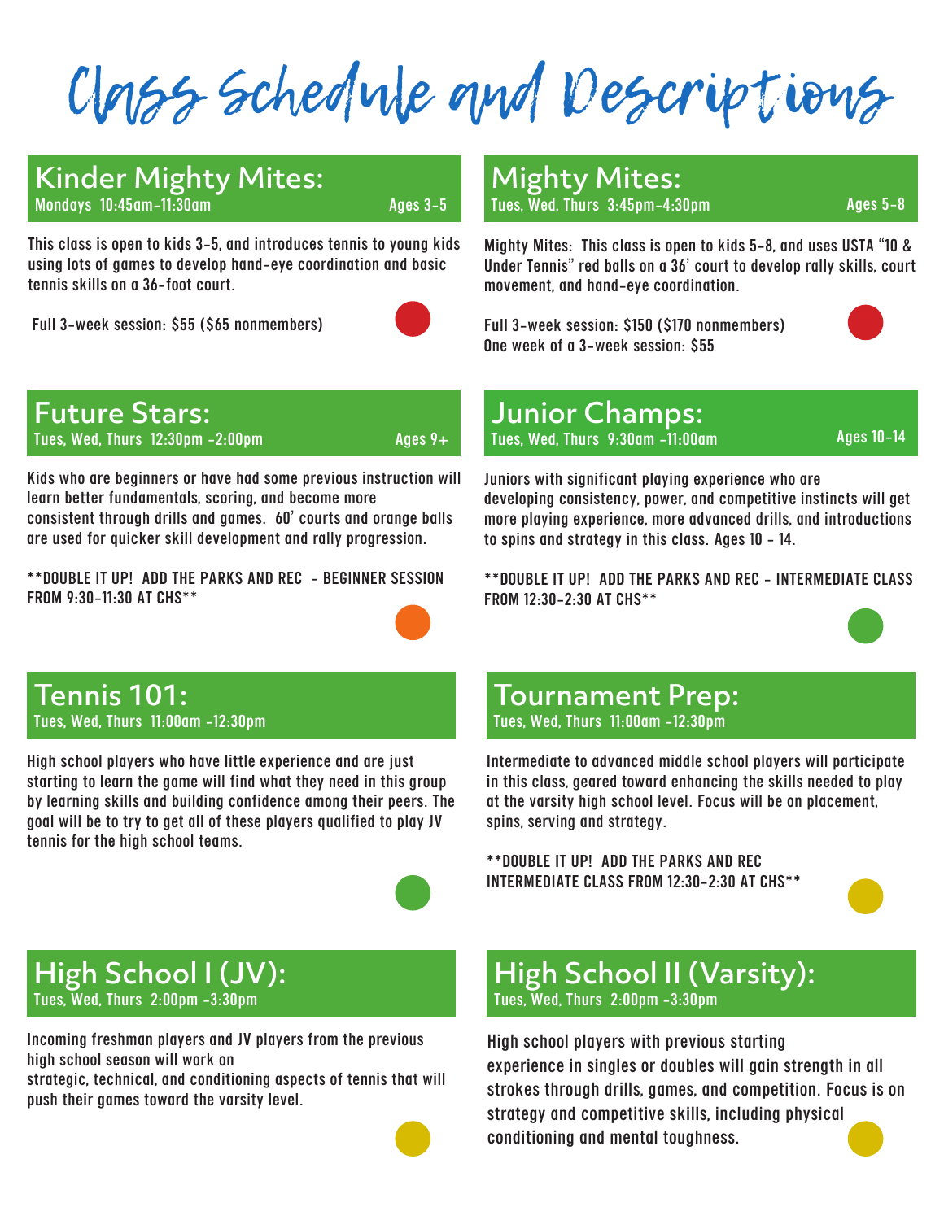# Class Schedule and Descriptions

## Kinder Mighty Mites:

Mondays 10:45am-11:30am — Ages 3-5

This class is open to kids 3-5, and introduces tennis to young kids using lots of games to develop hand-eye coordination and basic tennis skills on a 36-foot court.

Full 3-week session: $55 ($65 nonmembers)

## Mighty Mites:

Tues, Wed, Thurs 3:45pm-4:30pm — Ages 5-8

Mighty Mites: This class is open to kids 5-8, and uses USTA "10 & Under Tennis" red balls on a 36' court to develop rally skills, court movement, and hand-eye coordination.

Full 3-week session: $150 ($170 nonmembers)
One week of a 3-week session: $55

## Future Stars:

Tues, Wed, Thurs 12:30pm -2:00pm — Ages 9+

Kids who are beginners or have had some previous instruction will learn better fundamentals, scoring, and become more consistent through drills and games. 60' courts and orange balls are used for quicker skill development and rally progression.

**DOUBLE IT UP! ADD THE PARKS AND REC - BEGINNER SESSION FROM 9:30-11:30 AT CHS**

## Junior Champs:

Tues, Wed, Thurs 9:30am -11:00am — Ages 10-14

Juniors with significant playing experience who are developing consistency, power, and competitive instincts will get more playing experience, more advanced drills, and introductions to spins and strategy in this class. Ages 10 - 14.

**DOUBLE IT UP! ADD THE PARKS AND REC - INTERMEDIATE CLASS FROM 12:30-2:30 AT CHS**

## Tennis 101:

Tues, Wed, Thurs 11:00am -12:30pm

High school players who have little experience and are just starting to learn the game will find what they need in this group by learning skills and building confidence among their peers. The goal will be to try to get all of these players qualified to play JV tennis for the high school teams.

## Tournament Prep:

Tues, Wed, Thurs 11:00am -12:30pm

Intermediate to advanced middle school players will participate in this class, geared toward enhancing the skills needed to play at the varsity high school level. Focus will be on placement, spins, serving and strategy.

**DOUBLE IT UP! ADD THE PARKS AND REC INTERMEDIATE CLASS FROM 12:30-2:30 AT CHS**

## High School I (JV):

Tues, Wed, Thurs 2:00pm -3:30pm

Incoming freshman players and JV players from the previous high school season will work on strategic, technical, and conditioning aspects of tennis that will push their games toward the varsity level.

## High School II (Varsity):

Tues, Wed, Thurs 2:00pm -3:30pm

High school players with previous starting experience in singles or doubles will gain strength in all strokes through drills, games, and competition. Focus is on strategy and competitive skills, including physical conditioning and mental toughness.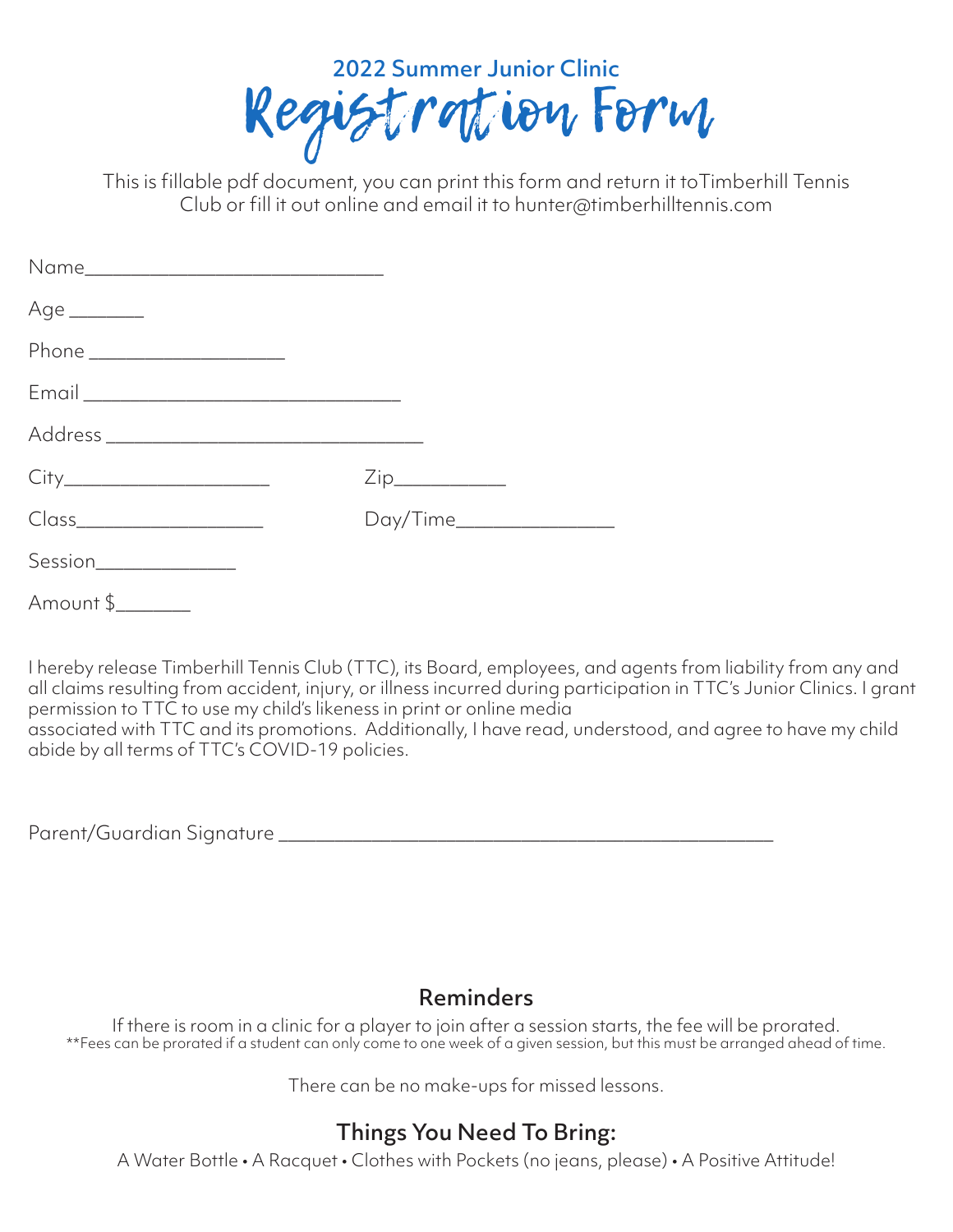## 2022 Summer Junior Clinic

# Registration Form

This is fillable pdf document, you can print this form and return it toTimberhill Tennis Club or fill it out online and email it to hunter@timberhilltennis.com

Name______________________________

Age _______

Phone ___________________

Email ______________________________

Address ______________________________

City___________________ Zip__________

Class__________________ Day/Time______________

Session_____________

Amount $_______

I hereby release Timberhill Tennis Club (TTC), its Board, employees, and agents from liability from any and all claims resulting from accident, injury, or illness incurred during participation in TTC's Junior Clinics. I grant permission to TTC to use my child's likeness in print or online media associated with TTC and its promotions. Additionally, I have read, understood, and agree to have my child abide by all terms of TTC's COVID-19 policies.

Parent/Guardian Signature ______________________________________________

### Reminders

If there is room in a clinic for a player to join after a session starts, the fee will be prorated.
**Fees can be prorated if a student can only come to one week of a given session, but this must be arranged ahead of time.

There can be no make-ups for missed lessons.

### Things You Need To Bring:

A Water Bottle • A Racquet • Clothes with Pockets (no jeans, please) • A Positive Attitude!